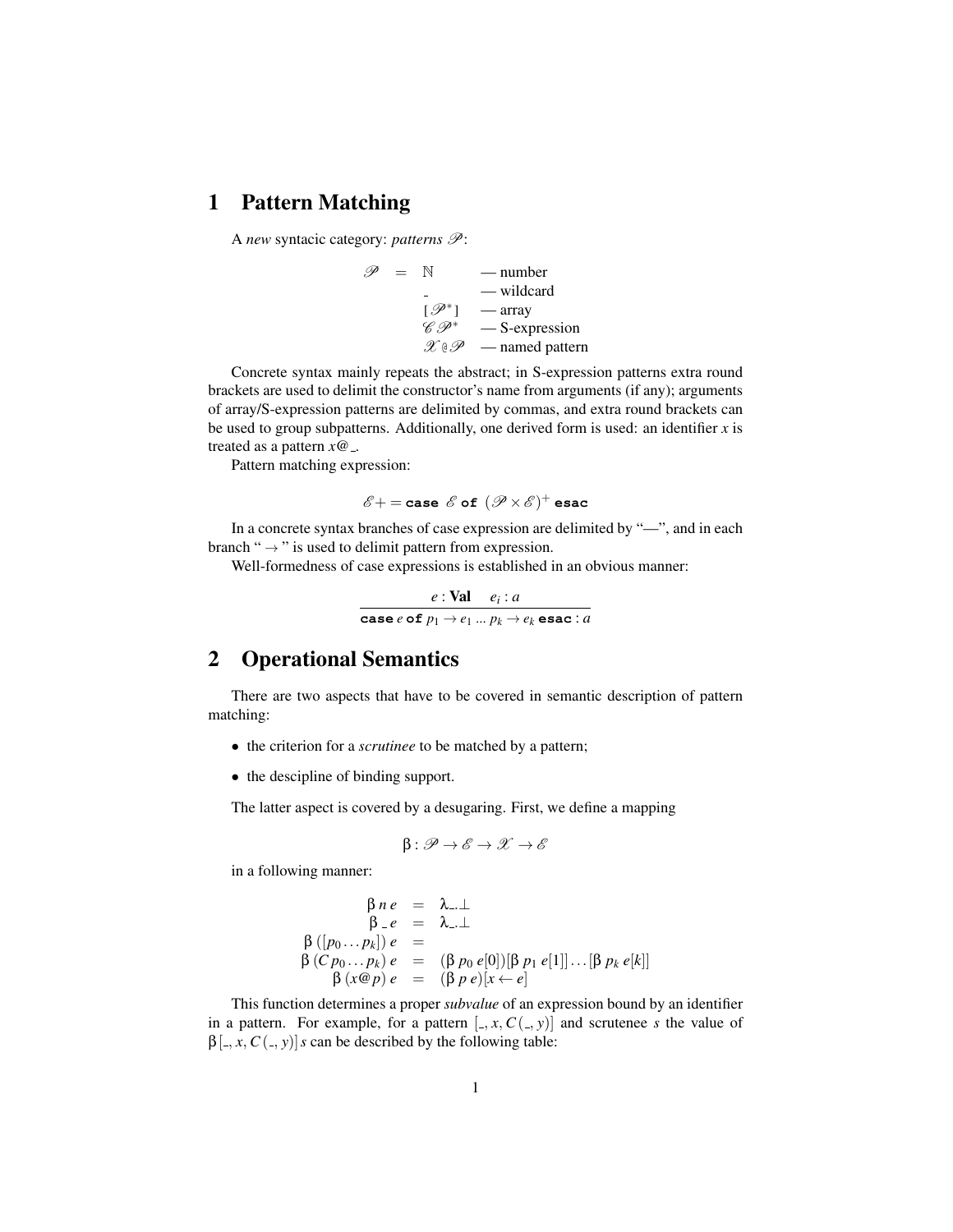# 1 Pattern Matching

A *new* syntacic category: *patterns* $\mathscr{P}$:

$$
\begin{array}{rcll}
\mathscr{P} & = & \mathbb{N} & \text{— number} \\
 & & \_ & \text{— wildcard} \\
 & & [\mathscr{P}^*] & \text{— array} \\
 & & \mathscr{C}\,\mathscr{P}^* & \text{— S-expression} \\
 & & \mathscr{X}\,\texttt{@}\,\mathscr{P} & \text{— named pattern}
\end{array}
$$

Concrete syntax mainly repeats the abstract; in S-expression patterns extra round brackets are used to delimit the constructor's name from arguments (if any); arguments of array/S-expression patterns are delimited by commas, and extra round brackets can be used to group subpatterns. Additionally, one derived form is used: an identifier $x$ is treated as a pattern $x@\_$.

Pattern matching expression:

$$\mathscr{E} += \texttt{case}\ \mathscr{E}\ \texttt{of}\ (\mathscr{P} \times \mathscr{E})^+\ \texttt{esac}$$

In a concrete syntax branches of case expression are delimited by "—", and in each branch " $\rightarrow$ " is used to delimit pattern from expression.

Well-formedness of case expressions is established in an obvious manner:

$$\frac{e : \textbf{Val} \quad e_i : a}{\texttt{case}\ e\ \texttt{of}\ p_1 \rightarrow e_1 \ldots p_k \rightarrow e_k\ \texttt{esac} : a}$$

# 2 Operational Semantics

There are two aspects that have to be covered in semantic description of pattern matching:

- the criterion for a *scrutinee* to be matched by a pattern;
- the descipline of binding support.

The latter aspect is covered by a desugaring. First, we define a mapping

$$\beta : \mathscr{P} \rightarrow \mathscr{E} \rightarrow \mathscr{X} \rightarrow \mathscr{E}$$

in a following manner:

$$
\begin{array}{rcl}
\beta\, n\, e & = & \lambda\_.\bot \\
\beta\, \_\, e & = & \lambda\_.\bot \\
\beta\, ([p_0 \ldots p_k])\, e & = & \\
\beta\, (C\, p_0 \ldots p_k)\, e & = & (\beta\, p_0\, e[0])[\beta\, p_1\, e[1]] \ldots [\beta\, p_k\, e[k]] \\
\beta\, (x@p)\, e & = & (\beta\, p\, e)[x \leftarrow e]
\end{array}
$$

This function determines a proper *subvalue* of an expression bound by an identifier in a pattern. For example, for a pattern $[\_, x, C\,(\_, y)]$ and scrutenee $s$ the value of $\beta\,[\_, x, C\,(\_, y)]\, s$ can be described by the following table: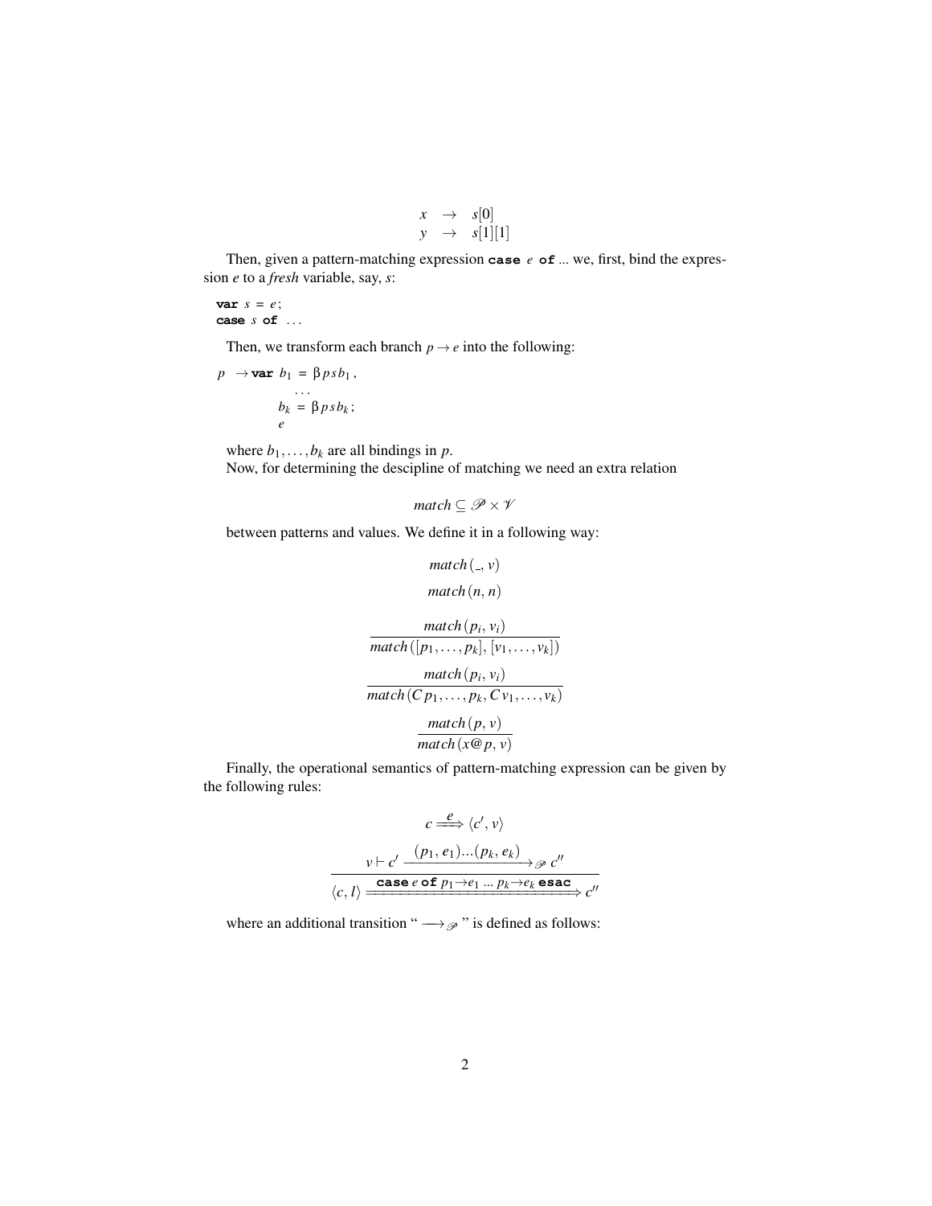$$
\begin{array}{lcl}
x & \rightarrow & s[0] \\
y & \rightarrow & s[1][1]
\end{array}
$$

Then, given a pattern-matching expression **case** $e$ **of** ... we, first, bind the expression $e$ to a *fresh* variable, say, $s$:

```
var s = e;
case s of ...
```

Then, we transform each branch $p \rightarrow e$ into the following:

```
p  → var b₁ = β p s b₁,
          ...
         bₖ = β p s bₖ;
         e
```

where $b_1, \ldots, b_k$ are all bindings in $p$.

Now, for determining the descipline of matching we need an extra relation

$$
match \subseteq \mathscr{P} \times \mathscr{V}
$$

between patterns and values. We define it in a following way:

$$
match\,(\_,\, v)
$$

$$
match\,(n,\, n)
$$

$$
\frac{match\,(p_i,\, v_i)}{match\,([p_1, \ldots, p_k],\, [v_1, \ldots, v_k])}
$$

$$
\frac{match\,(p_i,\, v_i)}{match\,(C\,p_1, \ldots, p_k,\, C\,v_1, \ldots, v_k)}
$$

$$
\frac{match\,(p,\, v)}{match\,(x@p,\, v)}
$$

Finally, the operational semantics of pattern-matching expression can be given by the following rules:

$$
\frac{c \xRightarrow{e} \langle c',\, v\rangle \qquad v \vdash c' \xrightarrow{(p_1,\, e_1)\ldots(p_k,\, e_k)}_{\mathscr{P}} c''}{\langle c,\, l\rangle \xRightarrow{\textbf{case}\; e\; \textbf{of}\; p_1 \rightarrow e_1\; \ldots\; p_k \rightarrow e_k\; \textbf{esac}} c''}
$$

where an additional transition "$\longrightarrow_{\mathscr{P}}$" is defined as follows: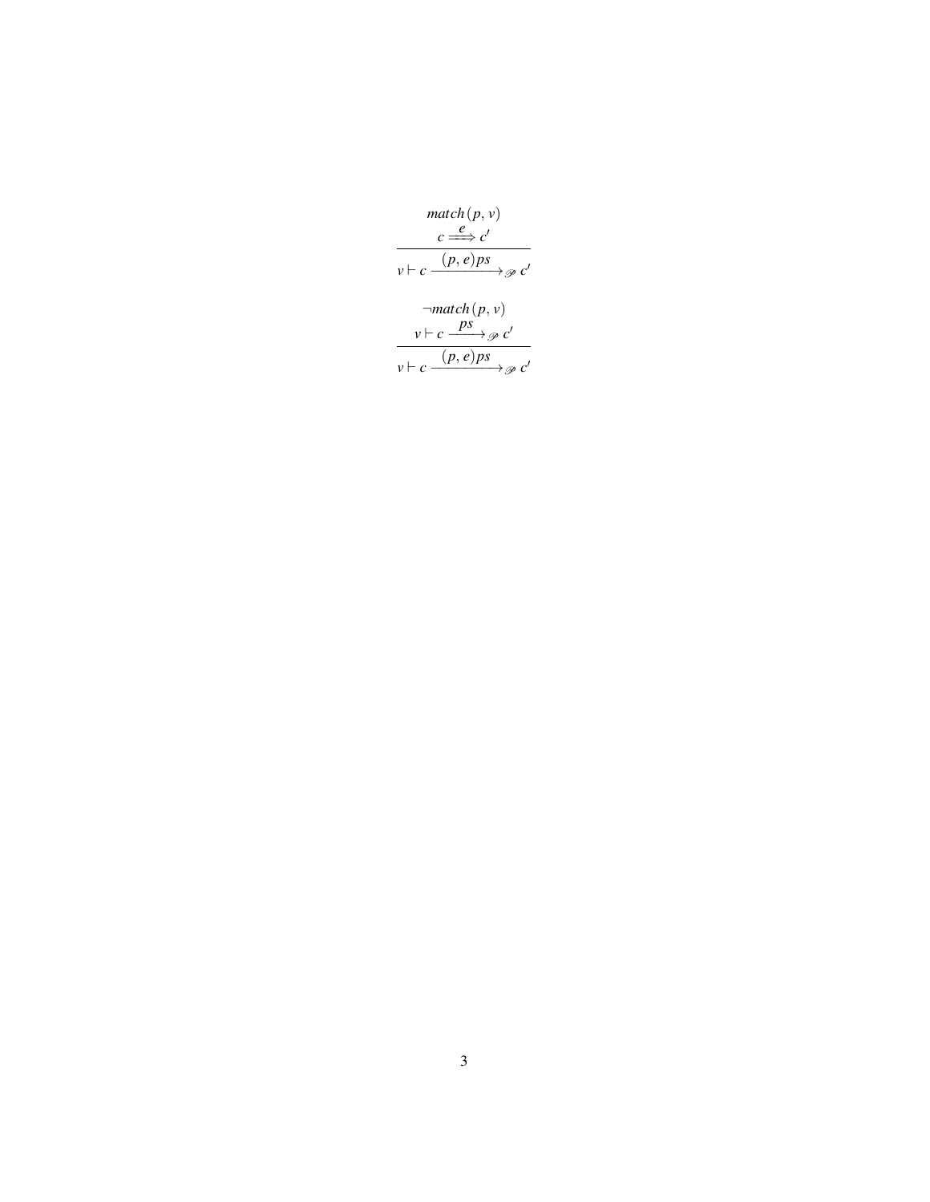$$\frac{\begin{array}{c} match\,(p, v) \\ c \xRightarrow{e} c' \end{array}}{v \vdash c \xrightarrow{(p,\, e)ps}_{\mathscr{P}} c'}$$

$$\frac{\begin{array}{c} \neg match\,(p, v) \\ v \vdash c \xrightarrow{ps}_{\mathscr{P}} c' \end{array}}{v \vdash c \xrightarrow{(p,\, e)ps}_{\mathscr{P}} c'}$$